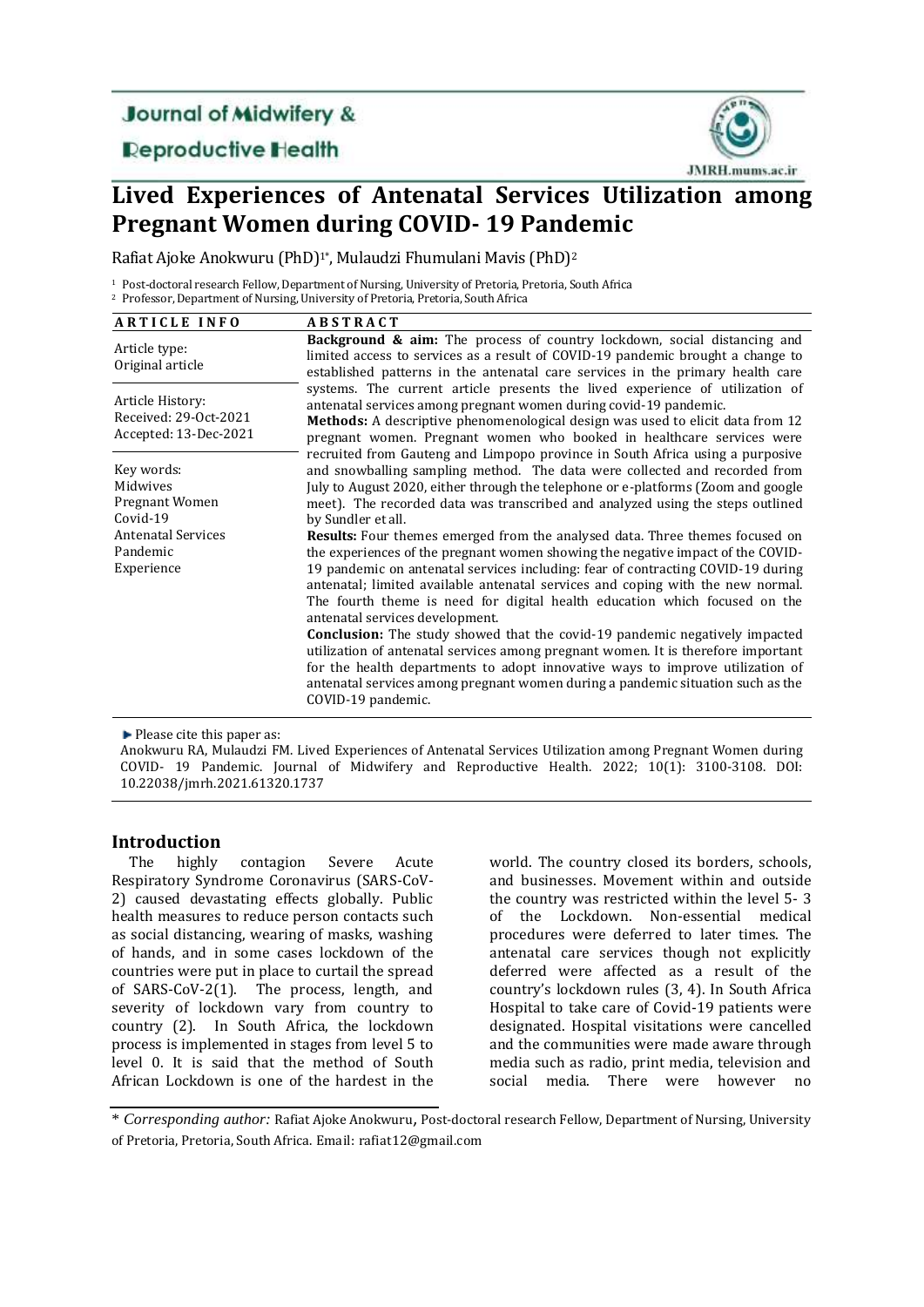# Journal of Midwifery & Reproductive Health

# Lived Experiences of Antenatal Services Utilization among Pregnant Women during COVID- 19 Pandemic

Rafiat Ajoke Anokwuru (PhD)[1*], Mulaudzi Fhumulani Mavis (PhD)[2]

[1] Post-doctoral research Fellow, Department of Nursing, University of Pretoria, Pretoria, South Africa
[2] Professor, Department of Nursing, University of Pretoria, Pretoria, South Africa

| ARTICLE INFO | ABSTRACT |
|---|---|
| Article type: Original article<br><br>Article History: Received: 29-Oct-2021 Accepted: 13-Dec-2021<br><br>Key words: Midwives Pregnant Women Covid-19 Antenatal Services Pandemic Experience | **Background & aim:** The process of country lockdown, social distancing and limited access to services as a result of COVID-19 pandemic brought a change to established patterns in the antenatal care services in the primary health care systems. The current article presents the lived experience of utilization of antenatal services among pregnant women during covid-19 pandemic.<br>**Methods:** A descriptive phenomenological design was used to elicit data from 12 pregnant women. Pregnant women who booked in healthcare services were recruited from Gauteng and Limpopo province in South Africa using a purposive and snowballing sampling method. The data were collected and recorded from July to August 2020, either through the telephone or e-platforms (Zoom and google meet). The recorded data was transcribed and analyzed using the steps outlined by Sundler et all.<br>**Results:** Four themes emerged from the analysed data. Three themes focused on the experiences of the pregnant women showing the negative impact of the COVID-19 pandemic on antenatal services including: fear of contracting COVID-19 during antenatal; limited available antenatal services and coping with the new normal. The fourth theme is need for digital health education which focused on the antenatal services development.<br>**Conclusion:** The study showed that the covid-19 pandemic negatively impacted utilization of antenatal services among pregnant women. It is therefore important for the health departments to adopt innovative ways to improve utilization of antenatal services among pregnant women during a pandemic situation such as the COVID-19 pandemic. |

Please cite this paper as:
Anokwuru RA, Mulaudzi FM. Lived Experiences of Antenatal Services Utilization among Pregnant Women during COVID- 19 Pandemic. Journal of Midwifery and Reproductive Health. 2022; 10(1): 3100-3108. DOI: 10.22038/jmrh.2021.61320.1737

## Introduction

The highly contagion Severe Acute Respiratory Syndrome Coronavirus (SARS-CoV-2) caused devastating effects globally. Public health measures to reduce person contacts such as social distancing, wearing of masks, washing of hands, and in some cases lockdown of the countries were put in place to curtail the spread of SARS-CoV-2(1). The process, length, and severity of lockdown vary from country to country (2). In South Africa, the lockdown process is implemented in stages from level 5 to level 0. It is said that the method of South African Lockdown is one of the hardest in the world. The country closed its borders, schools, and businesses. Movement within and outside the country was restricted within the level 5- 3 of the Lockdown. Non-essential medical procedures were deferred to later times. The antenatal care services though not explicitly deferred were affected as a result of the country's lockdown rules (3, 4). In South Africa Hospital to take care of Covid-19 patients were designated. Hospital visitations were cancelled and the communities were made aware through media such as radio, print media, television and social media. There were however no

\* *Corresponding author:* Rafiat Ajoke Anokwuru, Post-doctoral research Fellow, Department of Nursing, University of Pretoria, Pretoria, South Africa. Email: rafiat12@gmail.com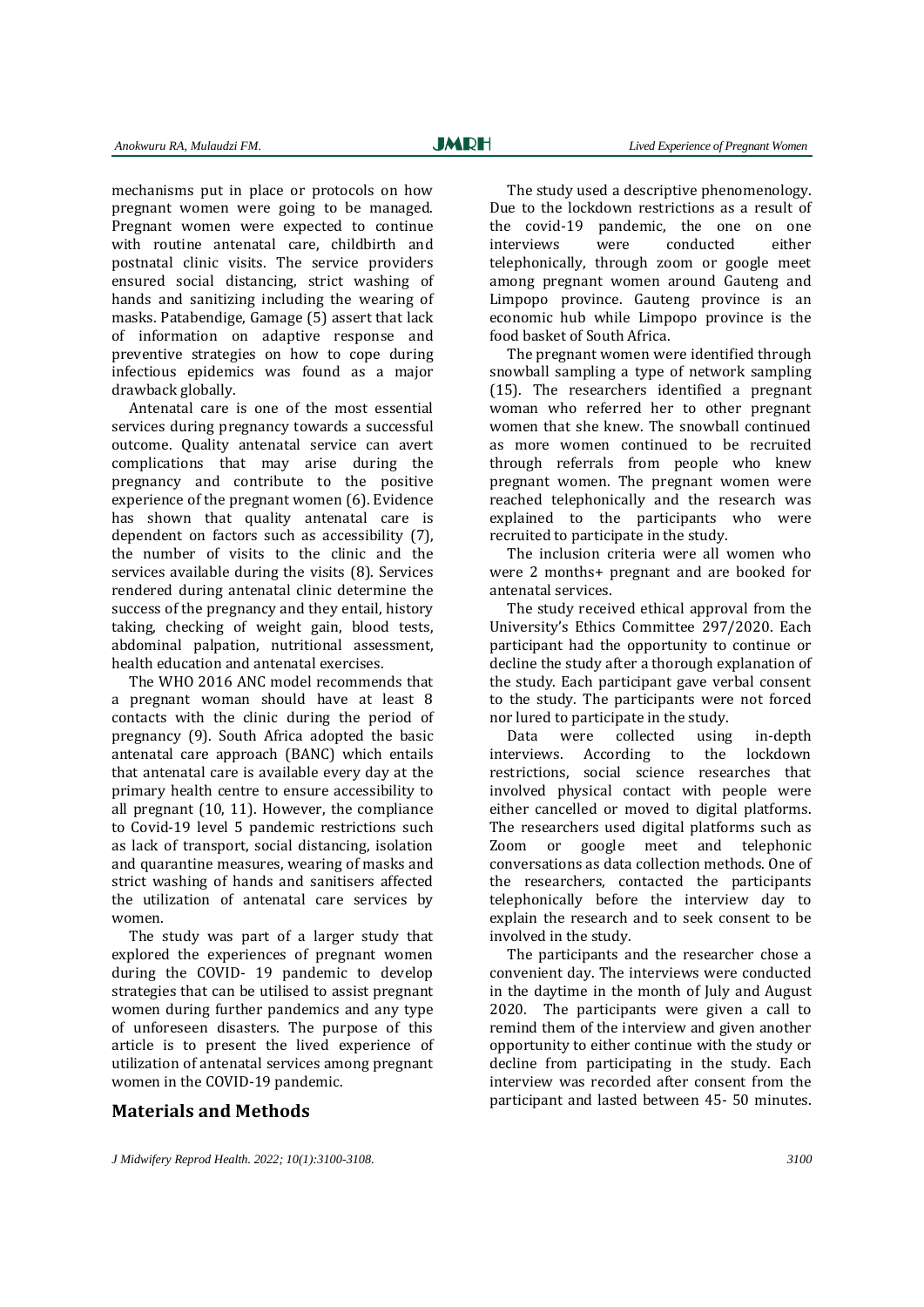mechanisms put in place or protocols on how pregnant women were going to be managed. Pregnant women were expected to continue with routine antenatal care, childbirth and postnatal clinic visits. The service providers ensured social distancing, strict washing of hands and sanitizing including the wearing of masks. Patabendige, Gamage (5) assert that lack of information on adaptive response and preventive strategies on how to cope during infectious epidemics was found as a major drawback globally.

Antenatal care is one of the most essential services during pregnancy towards a successful outcome. Quality antenatal service can avert complications that may arise during the pregnancy and contribute to the positive experience of the pregnant women (6). Evidence has shown that quality antenatal care is dependent on factors such as accessibility (7), the number of visits to the clinic and the services available during the visits (8). Services rendered during antenatal clinic determine the success of the pregnancy and they entail, history taking, checking of weight gain, blood tests, abdominal palpation, nutritional assessment, health education and antenatal exercises.

The WHO 2016 ANC model recommends that a pregnant woman should have at least 8 contacts with the clinic during the period of pregnancy (9). South Africa adopted the basic antenatal care approach (BANC) which entails that antenatal care is available every day at the primary health centre to ensure accessibility to all pregnant (10, 11). However, the compliance to Covid-19 level 5 pandemic restrictions such as lack of transport, social distancing, isolation and quarantine measures, wearing of masks and strict washing of hands and sanitisers affected the utilization of antenatal care services by women.

The study was part of a larger study that explored the experiences of pregnant women during the COVID- 19 pandemic to develop strategies that can be utilised to assist pregnant women during further pandemics and any type of unforeseen disasters. The purpose of this article is to present the lived experience of utilization of antenatal services among pregnant women in the COVID-19 pandemic.

## Materials and Methods

The study used a descriptive phenomenology. Due to the lockdown restrictions as a result of the covid-19 pandemic, the one on one interviews were conducted either telephonically, through zoom or google meet among pregnant women around Gauteng and Limpopo province. Gauteng province is an economic hub while Limpopo province is the food basket of South Africa.

The pregnant women were identified through snowball sampling a type of network sampling (15). The researchers identified a pregnant woman who referred her to other pregnant women that she knew. The snowball continued as more women continued to be recruited through referrals from people who knew pregnant women. The pregnant women were reached telephonically and the research was explained to the participants who were recruited to participate in the study.

The inclusion criteria were all women who were 2 months+ pregnant and are booked for antenatal services.

The study received ethical approval from the University's Ethics Committee 297/2020. Each participant had the opportunity to continue or decline the study after a thorough explanation of the study. Each participant gave verbal consent to the study. The participants were not forced nor lured to participate in the study.

Data were collected using in-depth interviews. According to the lockdown restrictions, social science researches that involved physical contact with people were either cancelled or moved to digital platforms. The researchers used digital platforms such as Zoom or google meet and telephonic conversations as data collection methods. One of the researchers, contacted the participants telephonically before the interview day to explain the research and to seek consent to be involved in the study.

The participants and the researcher chose a convenient day. The interviews were conducted in the daytime in the month of July and August 2020. The participants were given a call to remind them of the interview and given another opportunity to either continue with the study or decline from participating in the study. Each interview was recorded after consent from the participant and lasted between 45- 50 minutes.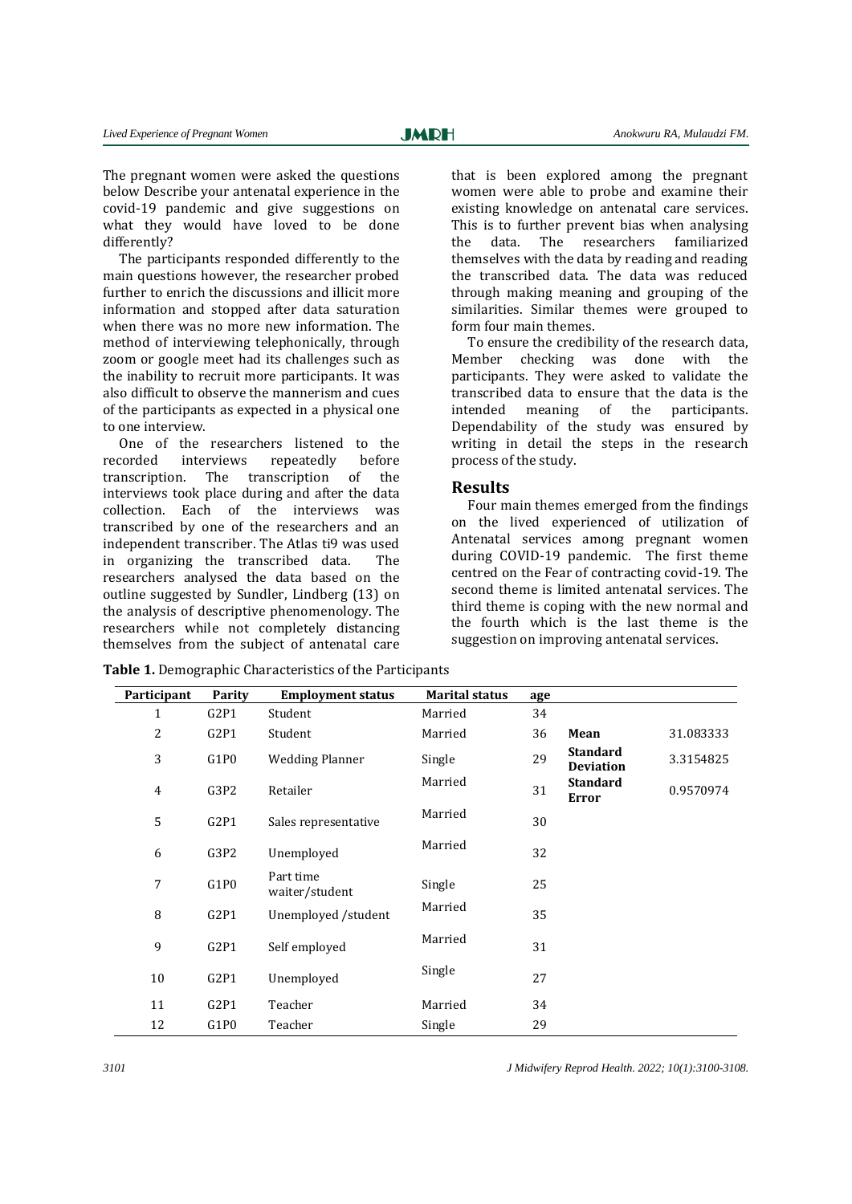The pregnant women were asked the questions below Describe your antenatal experience in the covid-19 pandemic and give suggestions on what they would have loved to be done differently?

The participants responded differently to the main questions however, the researcher probed further to enrich the discussions and illicit more information and stopped after data saturation when there was no more new information. The method of interviewing telephonically, through zoom or google meet had its challenges such as the inability to recruit more participants. It was also difficult to observe the mannerism and cues of the participants as expected in a physical one to one interview.

One of the researchers listened to the recorded interviews repeatedly before transcription. The transcription of the interviews took place during and after the data collection. Each of the interviews was transcribed by one of the researchers and an independent transcriber. The Atlas ti9 was used in organizing the transcribed data. The researchers analysed the data based on the outline suggested by Sundler, Lindberg (13) on the analysis of descriptive phenomenology. The researchers while not completely distancing themselves from the subject of antenatal care that is been explored among the pregnant women were able to probe and examine their existing knowledge on antenatal care services. This is to further prevent bias when analysing the data. The researchers familiarized themselves with the data by reading and reading the transcribed data. The data was reduced through making meaning and grouping of the similarities. Similar themes were grouped to form four main themes.

To ensure the credibility of the research data, Member checking was done with the participants. They were asked to validate the transcribed data to ensure that the data is the intended meaning of the participants. Dependability of the study was ensured by writing in detail the steps in the research process of the study.

## Results

Four main themes emerged from the findings on the lived experienced of utilization of Antenatal services among pregnant women during COVID-19 pandemic. The first theme centred on the Fear of contracting covid-19. The second theme is limited antenatal services. The third theme is coping with the new normal and the fourth which is the last theme is the suggestion on improving antenatal services.

**Table 1.** Demographic Characteristics of the Participants

| Participant | Parity | Employment status | Marital status | age | | |
|---|---|---|---|---|---|---|
| 1 | G2P1 | Student | Married | 34 | | |
| 2 | G2P1 | Student | Married | 36 | **Mean** | 31.083333 |
| 3 | G1P0 | Wedding Planner | Single | 29 | **Standard Deviation** | 3.3154825 |
| 4 | G3P2 | Retailer | Married | 31 | **Standard Error** | 0.9570974 |
| 5 | G2P1 | Sales representative | Married | 30 | | |
| 6 | G3P2 | Unemployed | Married | 32 | | |
| 7 | G1P0 | Part time waiter/student | Single | 25 | | |
| 8 | G2P1 | Unemployed /student | Married | 35 | | |
| 9 | G2P1 | Self employed | Married | 31 | | |
| 10 | G2P1 | Unemployed | Single | 27 | | |
| 11 | G2P1 | Teacher | Married | 34 | | |
| 12 | G1P0 | Teacher | Single | 29 | | |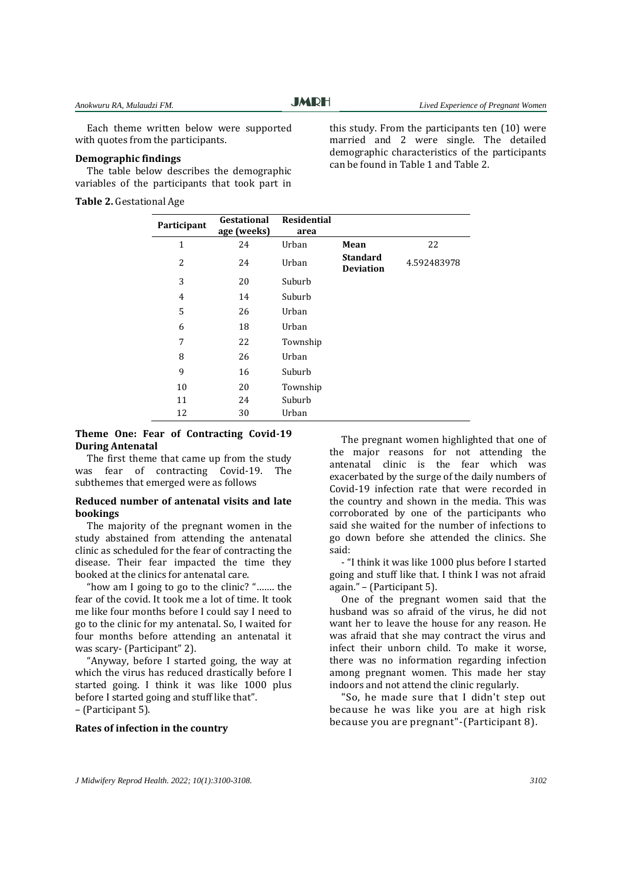Each theme written below were supported with quotes from the participants.

**Demographic findings**

The table below describes the demographic variables of the participants that took part in this study. From the participants ten (10) were married and 2 were single. The detailed demographic characteristics of the participants can be found in Table 1 and Table 2.

**Table 2.** Gestational Age

| Participant | Gestational age (weeks) | Residential area | | |
|---|---|---|---|---|
| 1 | 24 | Urban | **Mean** | 22 |
| 2 | 24 | Urban | **Standard Deviation** | 4.592483978 |
| 3 | 20 | Suburb | | |
| 4 | 14 | Suburb | | |
| 5 | 26 | Urban | | |
| 6 | 18 | Urban | | |
| 7 | 22 | Township | | |
| 8 | 26 | Urban | | |
| 9 | 16 | Suburb | | |
| 10 | 20 | Township | | |
| 11 | 24 | Suburb | | |
| 12 | 30 | Urban | | |

**Theme One: Fear of Contracting Covid-19 During Antenatal**

The first theme that came up from the study was fear of contracting Covid-19. The subthemes that emerged were as follows

**Reduced number of antenatal visits and late bookings**

The majority of the pregnant women in the study abstained from attending the antenatal clinic as scheduled for the fear of contracting the disease. Their fear impacted the time they booked at the clinics for antenatal care.

"how am I going to go to the clinic? "……. the fear of the covid. It took me a lot of time. It took me like four months before I could say I need to go to the clinic for my antenatal. So, I waited for four months before attending an antenatal it was scary- (Participant" 2).

"Anyway, before I started going, the way at which the virus has reduced drastically before I started going. I think it was like 1000 plus before I started going and stuff like that".
– (Participant 5).

**Rates of infection in the country**

The pregnant women highlighted that one of the major reasons for not attending the antenatal clinic is the fear which was exacerbated by the surge of the daily numbers of Covid-19 infection rate that were recorded in the country and shown in the media. This was corroborated by one of the participants who said she waited for the number of infections to go down before she attended the clinics. She said:

- "I think it was like 1000 plus before I started going and stuff like that. I think I was not afraid again." – (Participant 5).

One of the pregnant women said that the husband was so afraid of the virus, he did not want her to leave the house for any reason. He was afraid that she may contract the virus and infect their unborn child. To make it worse, there was no information regarding infection among pregnant women. This made her stay indoors and not attend the clinic regularly.

"So, he made sure that I didn't step out because he was like you are at high risk because you are pregnant"-(Participant 8).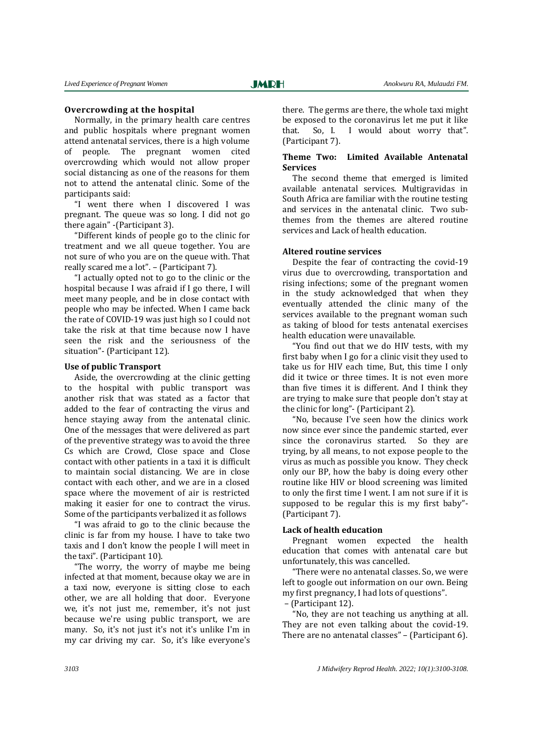### Overcrowding at the hospital

Normally, in the primary health care centres and public hospitals where pregnant women attend antenatal services, there is a high volume of people. The pregnant women cited overcrowding which would not allow proper social distancing as one of the reasons for them not to attend the antenatal clinic. Some of the participants said:

"I went there when I discovered I was pregnant. The queue was so long. I did not go there again" -(Participant 3).

"Different kinds of people go to the clinic for treatment and we all queue together. You are not sure of who you are on the queue with. That really scared me a lot". – (Participant 7).

"I actually opted not to go to the clinic or the hospital because I was afraid if I go there, I will meet many people, and be in close contact with people who may be infected. When I came back the rate of COVID-19 was just high so I could not take the risk at that time because now I have seen the risk and the seriousness of the situation"- (Participant 12).

### Use of public Transport

Aside, the overcrowding at the clinic getting to the hospital with public transport was another risk that was stated as a factor that added to the fear of contracting the virus and hence staying away from the antenatal clinic. One of the messages that were delivered as part of the preventive strategy was to avoid the three Cs which are Crowd, Close space and Close contact with other patients in a taxi it is difficult to maintain social distancing. We are in close contact with each other, and we are in a closed space where the movement of air is restricted making it easier for one to contract the virus. Some of the participants verbalized it as follows

"I was afraid to go to the clinic because the clinic is far from my house. I have to take two taxis and I don't know the people I will meet in the taxi". (Participant 10).

"The worry, the worry of maybe me being infected at that moment, because okay we are in a taxi now, everyone is sitting close to each other, we are all holding that door. Everyone we, it's not just me, remember, it's not just because we're using public transport, we are many. So, it's not just it's not it's unlike I'm in my car driving my car. So, it's like everyone's there. The germs are there, the whole taxi might be exposed to the coronavirus let me put it like that. So, I. I would about worry that". (Participant 7).

## Theme Two: Limited Available Antenatal Services

The second theme that emerged is limited available antenatal services. Multigravidas in South Africa are familiar with the routine testing and services in the antenatal clinic. Two sub-themes from the themes are altered routine services and Lack of health education.

### Altered routine services

Despite the fear of contracting the covid-19 virus due to overcrowding, transportation and rising infections; some of the pregnant women in the study acknowledged that when they eventually attended the clinic many of the services available to the pregnant woman such as taking of blood for tests antenatal exercises health education were unavailable.

"You find out that we do HIV tests, with my first baby when I go for a clinic visit they used to take us for HIV each time, But, this time I only did it twice or three times. It is not even more than five times it is different. And I think they are trying to make sure that people don't stay at the clinic for long"- (Participant 2).

"No, because I've seen how the clinics work now since ever since the pandemic started, ever since the coronavirus started. So they are trying, by all means, to not expose people to the virus as much as possible you know. They check only our BP, how the baby is doing every other routine like HIV or blood screening was limited to only the first time I went. I am not sure if it is supposed to be regular this is my first baby"- (Participant 7).

### Lack of health education

Pregnant women expected the health education that comes with antenatal care but unfortunately, this was cancelled.

"There were no antenatal classes. So, we were left to google out information on our own. Being my first pregnancy, I had lots of questions". – (Participant 12).

"No, they are not teaching us anything at all. They are not even talking about the covid-19. There are no antenatal classes" – (Participant 6).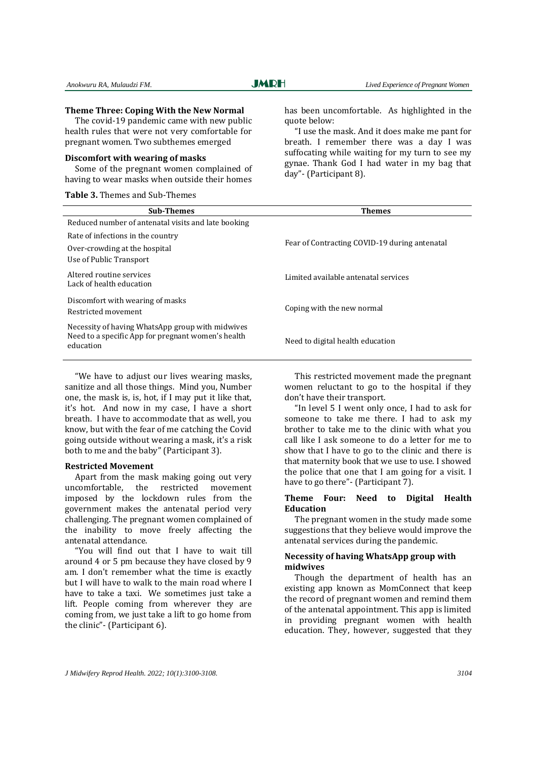### Theme Three: Coping With the New Normal

The covid-19 pandemic came with new public health rules that were not very comfortable for pregnant women. Two subthemes emerged

#### Discomfort with wearing of masks

Some of the pregnant women complained of having to wear masks when outside their homes has been uncomfortable. As highlighted in the quote below:

"I use the mask. And it does make me pant for breath. I remember there was a day I was suffocating while waiting for my turn to see my gynae. Thank God I had water in my bag that day"- (Participant 8).

**Table 3.** Themes and Sub-Themes

| Sub-Themes | Themes |
|---|---|
| Reduced number of antenatal visits and late booking<br>Rate of infections in the country<br>Over-crowding at the hospital<br>Use of Public Transport | Fear of Contracting COVID-19 during antenatal |
| Altered routine services<br>Lack of health education | Limited available antenatal services |
| Discomfort with wearing of masks<br>Restricted movement | Coping with the new normal |
| Necessity of having WhatsApp group with midwives<br>Need to a specific App for pregnant women's health education | Need to digital health education |

"We have to adjust our lives wearing masks, sanitize and all those things. Mind you, Number one, the mask is, is, hot, if I may put it like that, it's hot. And now in my case, I have a short breath. I have to accommodate that as well, you know, but with the fear of me catching the Covid going outside without wearing a mask, it's a risk both to me and the baby" (Participant 3).

#### Restricted Movement

Apart from the mask making going out very uncomfortable, the restricted movement imposed by the lockdown rules from the government makes the antenatal period very challenging. The pregnant women complained of the inability to move freely affecting the antenatal attendance.

"You will find out that I have to wait till around 4 or 5 pm because they have closed by 9 am. I don't remember what the time is exactly but I will have to walk to the main road where I have to take a taxi. We sometimes just take a lift. People coming from wherever they are coming from, we just take a lift to go home from the clinic"- (Participant 6).

This restricted movement made the pregnant women reluctant to go to the hospital if they don't have their transport.

"In level 5 I went only once, I had to ask for someone to take me there. I had to ask my brother to take me to the clinic with what you call like I ask someone to do a letter for me to show that I have to go to the clinic and there is that maternity book that we use to use. I showed the police that one that I am going for a visit. I have to go there"- (Participant 7).

### Theme Four: Need to Digital Health Education

The pregnant women in the study made some suggestions that they believe would improve the antenatal services during the pandemic.

#### Necessity of having WhatsApp group with midwives

Though the department of health has an existing app known as MomConnect that keep the record of pregnant women and remind them of the antenatal appointment. This app is limited in providing pregnant women with health education. They, however, suggested that they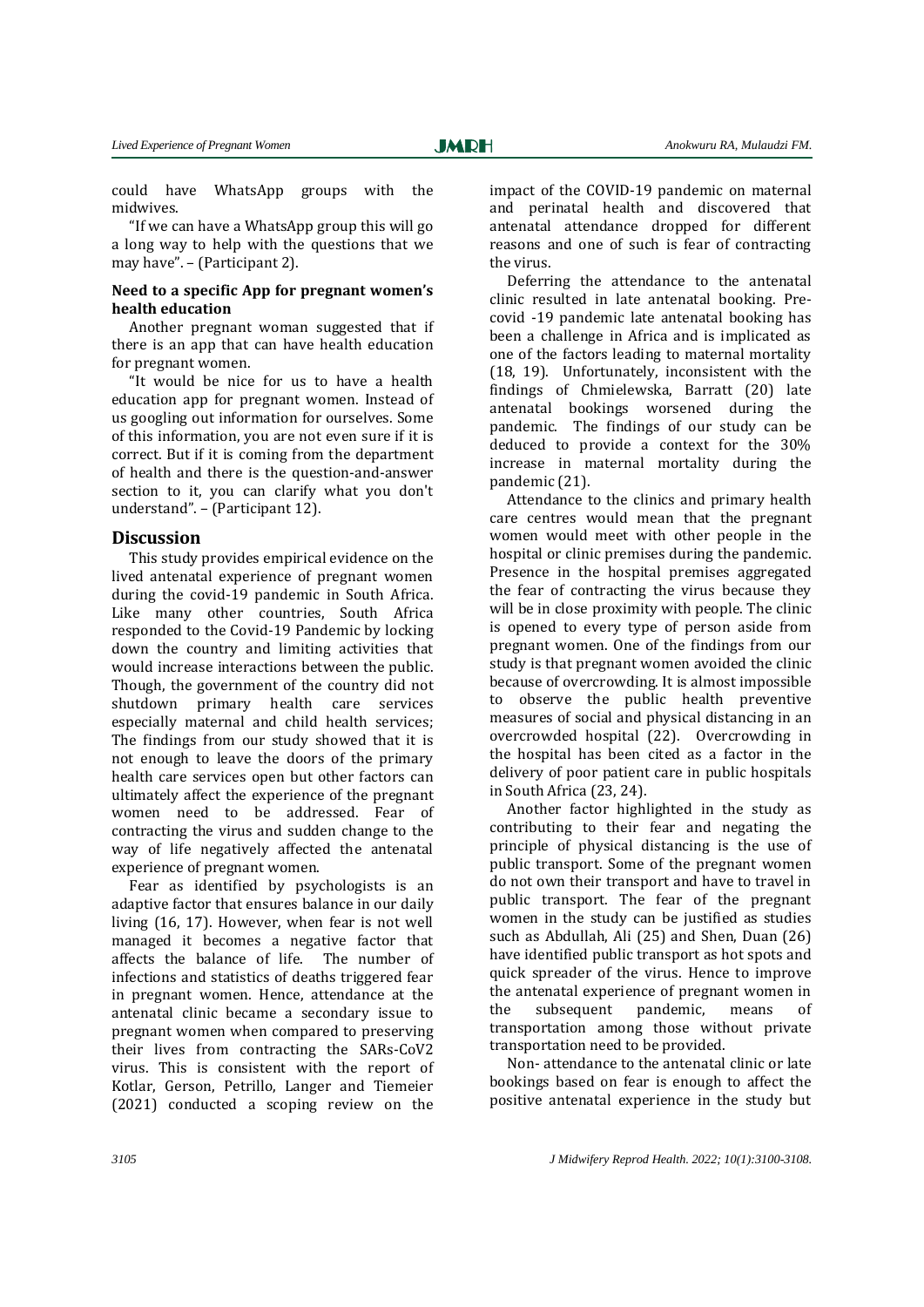could have WhatsApp groups with the midwives.

"If we can have a WhatsApp group this will go a long way to help with the questions that we may have". – (Participant 2).

**Need to a specific App for pregnant women's health education**

Another pregnant woman suggested that if there is an app that can have health education for pregnant women.

"It would be nice for us to have a health education app for pregnant women. Instead of us googling out information for ourselves. Some of this information, you are not even sure if it is correct. But if it is coming from the department of health and there is the question-and-answer section to it, you can clarify what you don't understand". – (Participant 12).

## Discussion

This study provides empirical evidence on the lived antenatal experience of pregnant women during the covid-19 pandemic in South Africa. Like many other countries, South Africa responded to the Covid-19 Pandemic by locking down the country and limiting activities that would increase interactions between the public. Though, the government of the country did not shutdown primary health care services especially maternal and child health services; The findings from our study showed that it is not enough to leave the doors of the primary health care services open but other factors can ultimately affect the experience of the pregnant women need to be addressed. Fear of contracting the virus and sudden change to the way of life negatively affected the antenatal experience of pregnant women.

Fear as identified by psychologists is an adaptive factor that ensures balance in our daily living (16, 17). However, when fear is not well managed it becomes a negative factor that affects the balance of life. The number of infections and statistics of deaths triggered fear in pregnant women. Hence, attendance at the antenatal clinic became a secondary issue to pregnant women when compared to preserving their lives from contracting the SARs-CoV2 virus. This is consistent with the report of Kotlar, Gerson, Petrillo, Langer and Tiemeier (2021) conducted a scoping review on the impact of the COVID-19 pandemic on maternal and perinatal health and discovered that antenatal attendance dropped for different reasons and one of such is fear of contracting the virus.

Deferring the attendance to the antenatal clinic resulted in late antenatal booking. Pre-covid -19 pandemic late antenatal booking has been a challenge in Africa and is implicated as one of the factors leading to maternal mortality (18, 19). Unfortunately, inconsistent with the findings of Chmielewska, Barratt (20) late antenatal bookings worsened during the pandemic. The findings of our study can be deduced to provide a context for the 30% increase in maternal mortality during the pandemic (21).

Attendance to the clinics and primary health care centres would mean that the pregnant women would meet with other people in the hospital or clinic premises during the pandemic. Presence in the hospital premises aggregated the fear of contracting the virus because they will be in close proximity with people. The clinic is opened to every type of person aside from pregnant women. One of the findings from our study is that pregnant women avoided the clinic because of overcrowding. It is almost impossible to observe the public health preventive measures of social and physical distancing in an overcrowded hospital (22). Overcrowding in the hospital has been cited as a factor in the delivery of poor patient care in public hospitals in South Africa (23, 24).

Another factor highlighted in the study as contributing to their fear and negating the principle of physical distancing is the use of public transport. Some of the pregnant women do not own their transport and have to travel in public transport. The fear of the pregnant women in the study can be justified as studies such as Abdullah, Ali (25) and Shen, Duan (26) have identified public transport as hot spots and quick spreader of the virus. Hence to improve the antenatal experience of pregnant women in the subsequent pandemic, means of transportation among those without private transportation need to be provided.

Non- attendance to the antenatal clinic or late bookings based on fear is enough to affect the positive antenatal experience in the study but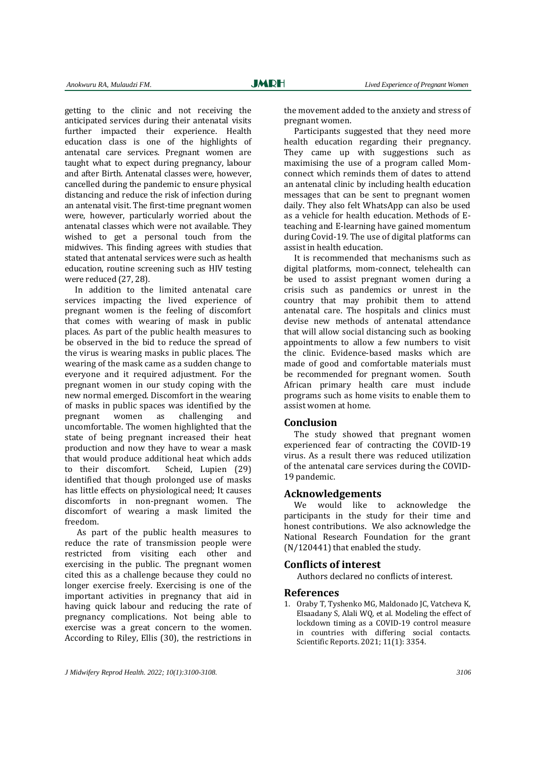getting to the clinic and not receiving the anticipated services during their antenatal visits further impacted their experience. Health education class is one of the highlights of antenatal care services. Pregnant women are taught what to expect during pregnancy, labour and after Birth. Antenatal classes were, however, cancelled during the pandemic to ensure physical distancing and reduce the risk of infection during an antenatal visit. The first-time pregnant women were, however, particularly worried about the antenatal classes which were not available. They wished to get a personal touch from the midwives. This finding agrees with studies that stated that antenatal services were such as health education, routine screening such as HIV testing were reduced (27, 28).

In addition to the limited antenatal care services impacting the lived experience of pregnant women is the feeling of discomfort that comes with wearing of mask in public places. As part of the public health measures to be observed in the bid to reduce the spread of the virus is wearing masks in public places. The wearing of the mask came as a sudden change to everyone and it required adjustment. For the pregnant women in our study coping with the new normal emerged. Discomfort in the wearing of masks in public spaces was identified by the pregnant women as challenging and uncomfortable. The women highlighted that the state of being pregnant increased their heat production and now they have to wear a mask that would produce additional heat which adds to their discomfort. Scheid, Lupien (29) identified that though prolonged use of masks has little effects on physiological need; It causes discomforts in non-pregnant women. The discomfort of wearing a mask limited the freedom.

As part of the public health measures to reduce the rate of transmission people were restricted from visiting each other and exercising in the public. The pregnant women cited this as a challenge because they could no longer exercise freely. Exercising is one of the important activities in pregnancy that aid in having quick labour and reducing the rate of pregnancy complications. Not being able to exercise was a great concern to the women. According to Riley, Ellis (30), the restrictions in the movement added to the anxiety and stress of pregnant women.

Participants suggested that they need more health education regarding their pregnancy. They came up with suggestions such as maximising the use of a program called Mom-connect which reminds them of dates to attend an antenatal clinic by including health education messages that can be sent to pregnant women daily. They also felt WhatsApp can also be used as a vehicle for health education. Methods of E-teaching and E-learning have gained momentum during Covid-19. The use of digital platforms can assist in health education.

It is recommended that mechanisms such as digital platforms, mom-connect, telehealth can be used to assist pregnant women during a crisis such as pandemics or unrest in the country that may prohibit them to attend antenatal care. The hospitals and clinics must devise new methods of antenatal attendance that will allow social distancing such as booking appointments to allow a few numbers to visit the clinic. Evidence-based masks which are made of good and comfortable materials must be recommended for pregnant women. South African primary health care must include programs such as home visits to enable them to assist women at home.

## Conclusion

The study showed that pregnant women experienced fear of contracting the COVID-19 virus. As a result there was reduced utilization of the antenatal care services during the COVID-19 pandemic.

## Acknowledgements

We would like to acknowledge the participants in the study for their time and honest contributions. We also acknowledge the National Research Foundation for the grant (N/120441) that enabled the study.

## Conflicts of interest

Authors declared no conflicts of interest.

## References

1. Oraby T, Tyshenko MG, Maldonado JC, Vatcheva K, Elsaadany S, Alali WQ, et al. Modeling the effect of lockdown timing as a COVID-19 control measure in countries with differing social contacts. Scientific Reports. 2021; 11(1): 3354.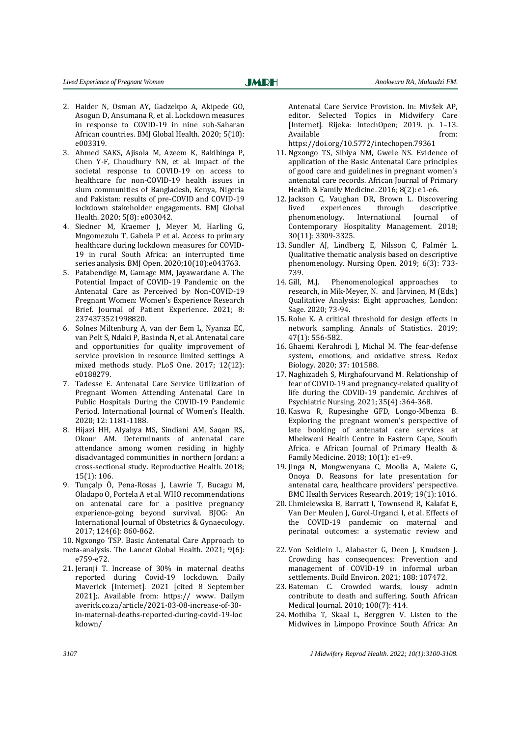2. Haider N, Osman AY, Gadzekpo A, Akipede GO, Asogun D, Ansumana R, et al. Lockdown measures in response to COVID-19 in nine sub-Saharan African countries. BMJ Global Health. 2020; 5(10): e003319.
3. Ahmed SAKS, Ajisola M, Azeem K, Bakibinga P, Chen Y-F, Choudhury NN, et al. Impact of the societal response to COVID-19 on access to healthcare for non-COVID-19 health issues in slum communities of Bangladesh, Kenya, Nigeria and Pakistan: results of pre-COVID and COVID-19 lockdown stakeholder engagements. BMJ Global Health. 2020; 5(8): e003042.
4. Siedner M, Kraemer J, Meyer M, Harling G, Mngomezulu T, Gabela P et al. Access to primary healthcare during lockdown measures for COVID-19 in rural South Africa: an interrupted time series analysis. BMJ Open. 2020;10(10):e043763.
5. Patabendige M, Gamage MM, Jayawardane A. The Potential Impact of COVID-19 Pandemic on the Antenatal Care as Perceived by Non-COVID-19 Pregnant Women: Women's Experience Research Brief. Journal of Patient Experience. 2021; 8: 2374373521998820.
6. Solnes Miltenburg A, van der Eem L, Nyanza EC, van Pelt S, Ndaki P, Basinda N, et al. Antenatal care and opportunities for quality improvement of service provision in resource limited settings: A mixed methods study. PLoS One. 2017; 12(12): e0188279.
7. Tadesse E. Antenatal Care Service Utilization of Pregnant Women Attending Antenatal Care in Public Hospitals During the COVID-19 Pandemic Period. International Journal of Women's Health. 2020; 12: 1181-1188.
8. Hijazi HH, Alyahya MS, Sindiani AM, Saqan RS, Okour AM. Determinants of antenatal care attendance among women residing in highly disadvantaged communities in northern Jordan: a cross-sectional study. Reproductive Health. 2018; 15(1): 106.
9. Tunçalp Ö, Pena-Rosas J, Lawrie T, Bucagu M, Oladapo O, Portela A et al. WHO recommendations on antenatal care for a positive pregnancy experience-going beyond survival. BJOG: An International Journal of Obstetrics & Gynaecology. 2017; 124(6): 860-862.
10. Ngxongo TSP. Basic Antenatal Care Approach to Antenatal Care Service Provision. In: Mivšek AP, editor. Selected Topics in Midwifery Care [Internet]. Rijeka: IntechOpen; 2019. p. 1–13. Available from: https://doi.org/10.5772/intechopen.79361
11. Ngxongo TS, Sibiya NM, Gwele NS. Evidence of application of the Basic Antenatal Care principles of good care and guidelines in pregnant women's antenatal care records. African Journal of Primary Health & Family Medicine. 2016; 8(2): e1-e6.
12. Jackson C, Vaughan DR, Brown L. Discovering lived experiences through descriptive phenomenology. International Journal of Contemporary Hospitality Management. 2018; 30(11): 3309-3325.
13. Sundler AJ, Lindberg E, Nilsson C, Palmér L. Qualitative thematic analysis based on descriptive phenomenology. Nursing Open. 2019; 6(3): 733-739.
14. Gill, M.J. Phenomenological approaches to research, in Mik-Meyer, N. and Järvinen, M (Eds.) Qualitative Analysis: Eight approaches, London: Sage. 2020; 73-94.
15. Rohe K. A critical threshold for design effects in network sampling. Annals of Statistics. 2019; 47(1): 556-582.
16. Ghaemi Kerahrodi J, Michal M. The fear-defense system, emotions, and oxidative stress. Redox Biology. 2020; 37: 101588.
17. Naghizadeh S, Mirghafourvand M. Relationship of fear of COVID-19 and pregnancy-related quality of life during the COVID-19 pandemic. Archives of Psychiatric Nursing. 2021; 35(4) :364-368.
18. Kaswa R, Rupesinghe GFD, Longo-Mbenza B. Exploring the pregnant women's perspective of late booking of antenatal care services at Mbekweni Health Centre in Eastern Cape, South Africa. e African Journal of Primary Health & Family Medicine. 2018; 10(1): e1-e9.
19. Jinga N, Mongwenyana C, Moolla A, Malete G, Onoya D. Reasons for late presentation for antenatal care, healthcare providers' perspective. BMC Health Services Research. 2019; 19(1): 1016.
20. Chmielewska B, Barratt I, Townsend R, Kalafat E, Van Der Meulen J, Gurol-Urganci I, et al. Effects of the COVID-19 pandemic on maternal and perinatal outcomes: a systematic review and meta-analysis. The Lancet Global Health. 2021; 9(6): e759-e72.
21. Jeranji T. Increase of 30% in maternal deaths reported during Covid-19 lockdown. Daily Maverick [Internet]. 2021 [cited 8 September 2021];. Available from: https:// www. Dailymaverick.co.za/article/2021-03-08-increase-of-30-in-maternal-deaths-reported-during-covid-19-lockdown/
22. Von Seidlein L, Alabaster G, Deen J, Knudsen J. Crowding has consequences: Prevention and management of COVID-19 in informal urban settlements. Build Environ. 2021; 188: 107472.
23. Bateman C. Crowded wards, lousy admin contribute to death and suffering. South African Medical Journal. 2010; 100(7): 414.
24. Mothiba T, Skaal L, Berggren V. Listen to the Midwives in Limpopo Province South Africa: An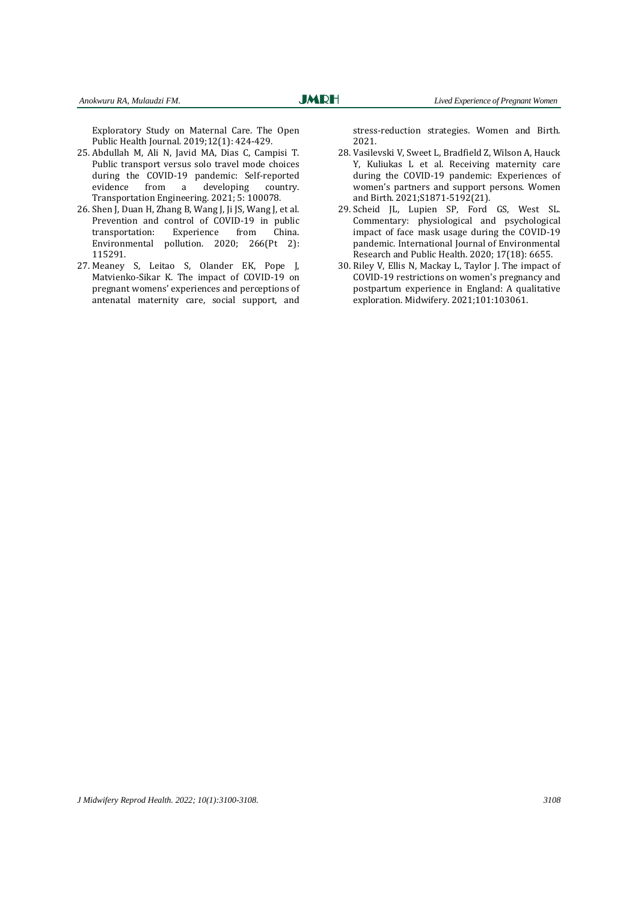Exploratory Study on Maternal Care. The Open Public Health Journal. 2019;12(1): 424-429.

25. Abdullah M, Ali N, Javid MA, Dias C, Campisi T. Public transport versus solo travel mode choices during the COVID-19 pandemic: Self-reported evidence from a developing country. Transportation Engineering. 2021; 5: 100078.
26. Shen J, Duan H, Zhang B, Wang J, Ji JS, Wang J, et al. Prevention and control of COVID-19 in public transportation: Experience from China. Environmental pollution. 2020; 266(Pt 2): 115291.
27. Meaney S, Leitao S, Olander EK, Pope J, Matvienko-Sikar K. The impact of COVID-19 on pregnant womens' experiences and perceptions of antenatal maternity care, social support, and stress-reduction strategies. Women and Birth. 2021.
28. Vasilevski V, Sweet L, Bradfield Z, Wilson A, Hauck Y, Kuliukas L et al. Receiving maternity care during the COVID-19 pandemic: Experiences of women's partners and support persons. Women and Birth. 2021;S1871-5192(21).
29. Scheid JL, Lupien SP, Ford GS, West SL. Commentary: physiological and psychological impact of face mask usage during the COVID-19 pandemic. International Journal of Environmental Research and Public Health. 2020; 17(18): 6655.
30. Riley V, Ellis N, Mackay L, Taylor J. The impact of COVID-19 restrictions on women's pregnancy and postpartum experience in England: A qualitative exploration. Midwifery. 2021;101:103061.